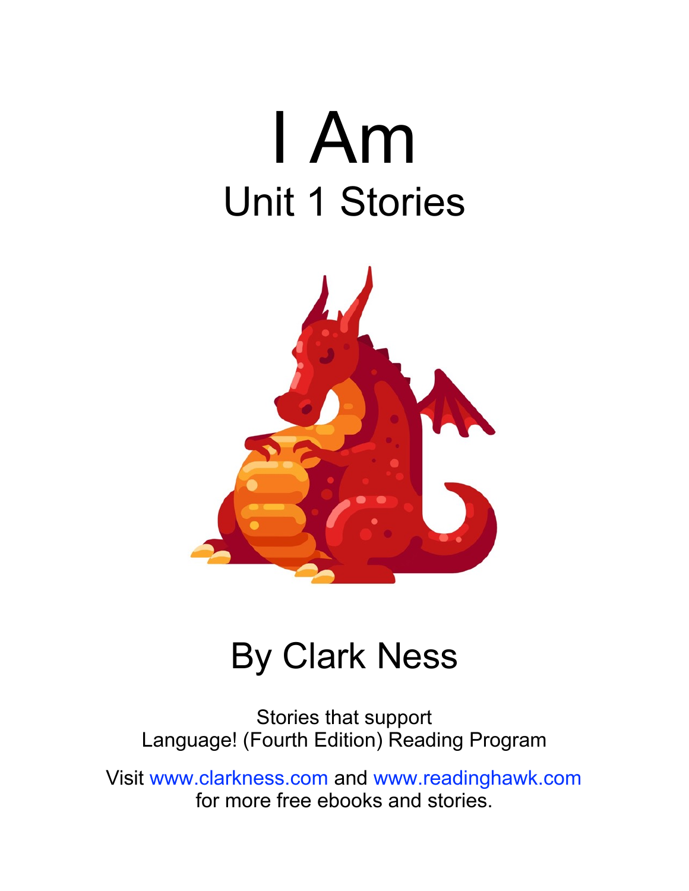# I Am

## Unit 1 Stories

By Clark Ness

Stories that support
Language! (Fourth Edition) Reading Program

Visit www.clarkness.com and www.readinghawk.com
for more free ebooks and stories.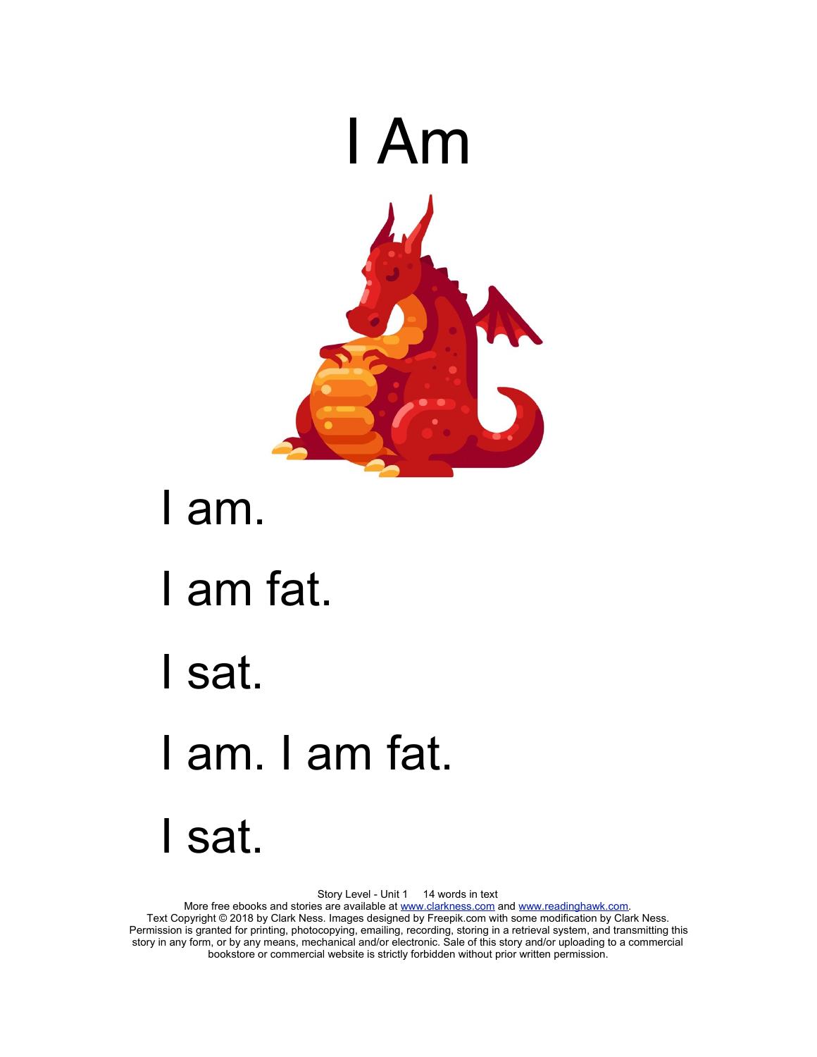# I Am

I am.

I am fat.

I sat.

I am. I am fat.

I sat.

Story Level - Unit 1 14 words in text

More free ebooks and stories are available at www.clarkness.com and www.readinghawk.com.

Text Copyright © 2018 by Clark Ness. Images designed by Freepik.com with some modification by Clark Ness. Permission is granted for printing, photocopying, emailing, recording, storing in a retrieval system, and transmitting this story in any form, or by any means, mechanical and/or electronic. Sale of this story and/or uploading to a commercial bookstore or commercial website is strictly forbidden without prior written permission.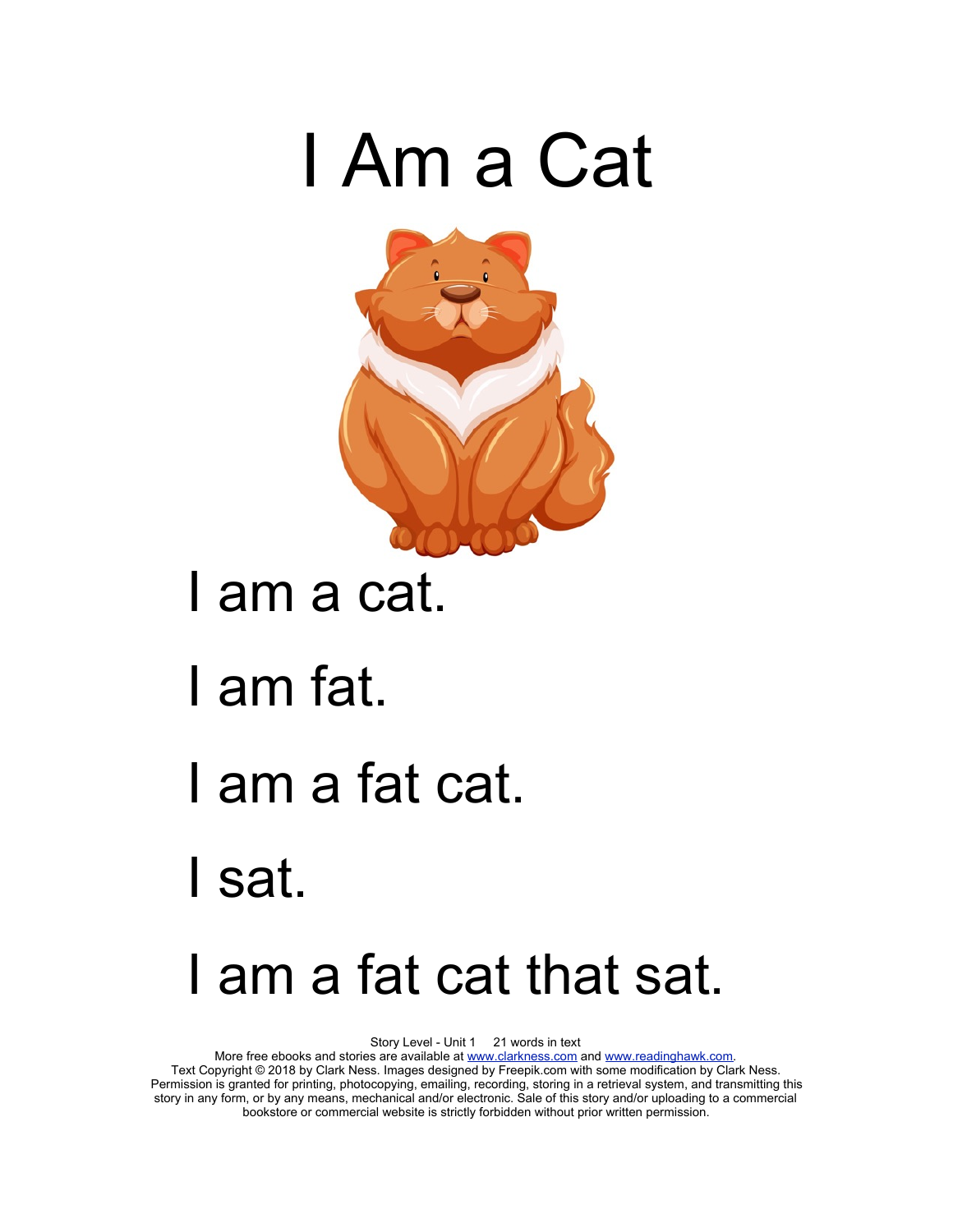# I Am a Cat

I am a cat.

I am fat.

I am a fat cat.

I sat.

I am a fat cat that sat.

Story Level - Unit 1 21 words in text

More free ebooks and stories are available at www.clarkness.com and www.readinghawk.com.

Text Copyright © 2018 by Clark Ness. Images designed by Freepik.com with some modification by Clark Ness. Permission is granted for printing, photocopying, emailing, recording, storing in a retrieval system, and transmitting this story in any form, or by any means, mechanical and/or electronic. Sale of this story and/or uploading to a commercial bookstore or commercial website is strictly forbidden without prior written permission.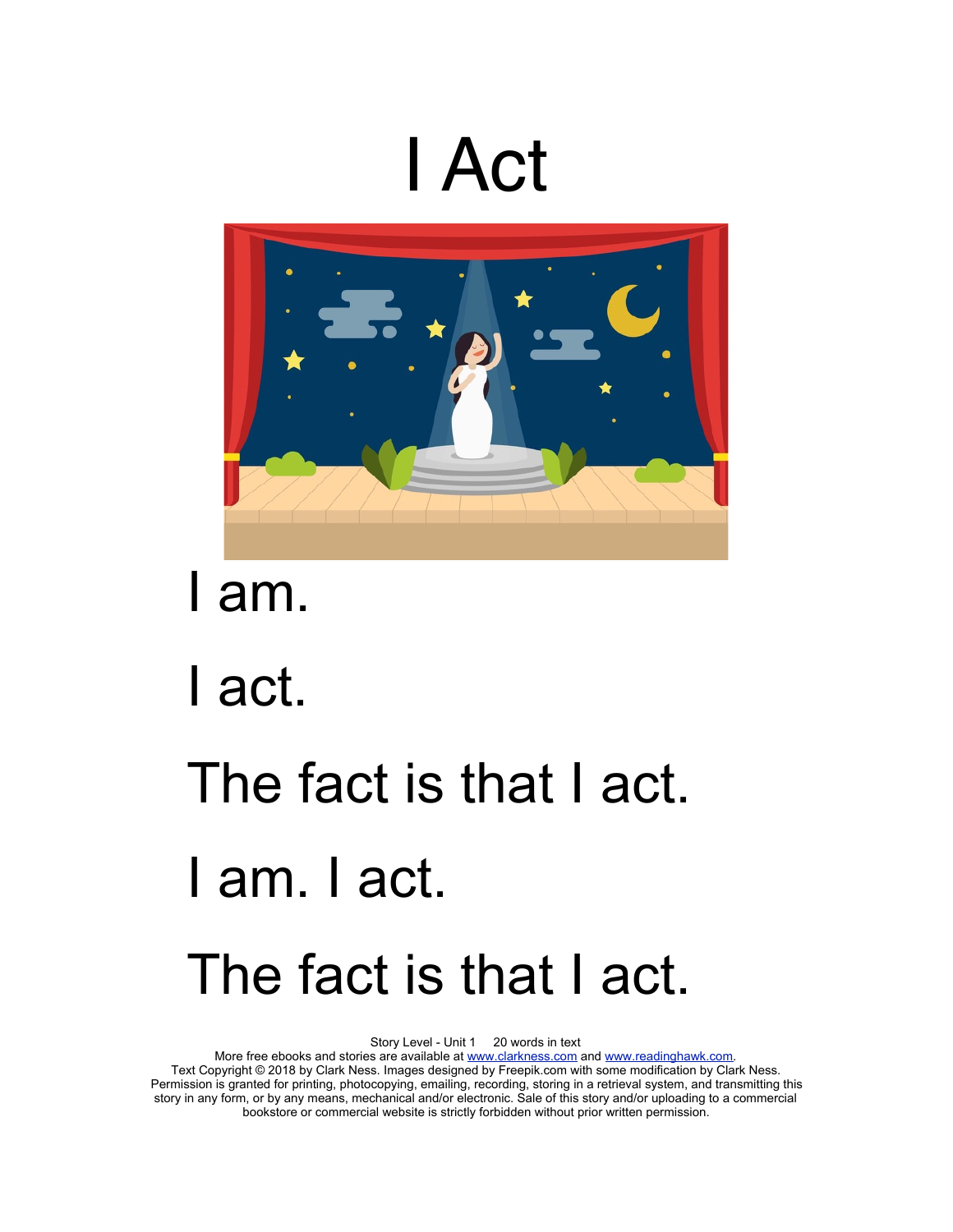# I Act

I am.

I act.

The fact is that I act.

I am. I act.

The fact is that I act.

Story Level - Unit 1 20 words in text
More free ebooks and stories are available at www.clarkness.com and www.readinghawk.com.
Text Copyright © 2018 by Clark Ness. Images designed by Freepik.com with some modification by Clark Ness.
Permission is granted for printing, photocopying, emailing, recording, storing in a retrieval system, and transmitting this story in any form, or by any means, mechanical and/or electronic. Sale of this story and/or uploading to a commercial bookstore or commercial website is strictly forbidden without prior written permission.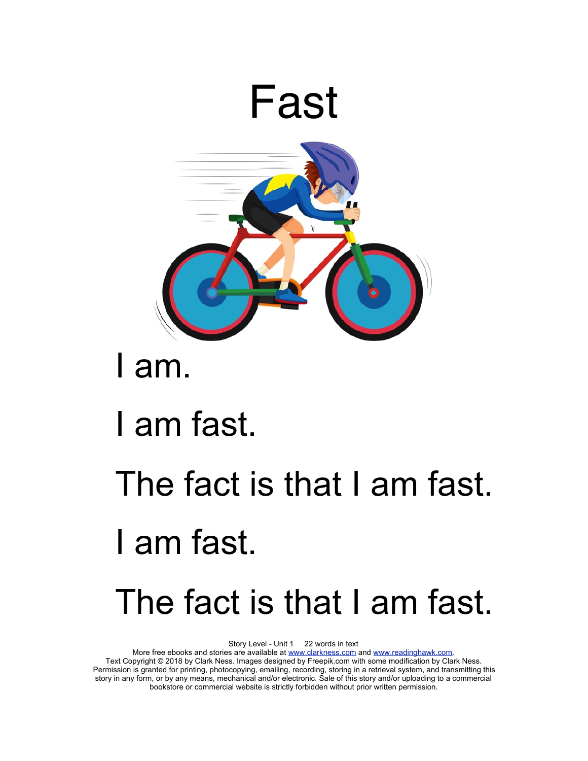# Fast

I am.

I am fast.

The fact is that I am fast.

I am fast.

The fact is that I am fast.

Story Level - Unit 1 22 words in text
More free ebooks and stories are available at www.clarkness.com and www.readinghawk.com.
Text Copyright © 2018 by Clark Ness. Images designed by Freepik.com with some modification by Clark Ness.
Permission is granted for printing, photocopying, emailing, recording, storing in a retrieval system, and transmitting this story in any form, or by any means, mechanical and/or electronic. Sale of this story and/or uploading to a commercial bookstore or commercial website is strictly forbidden without prior written permission.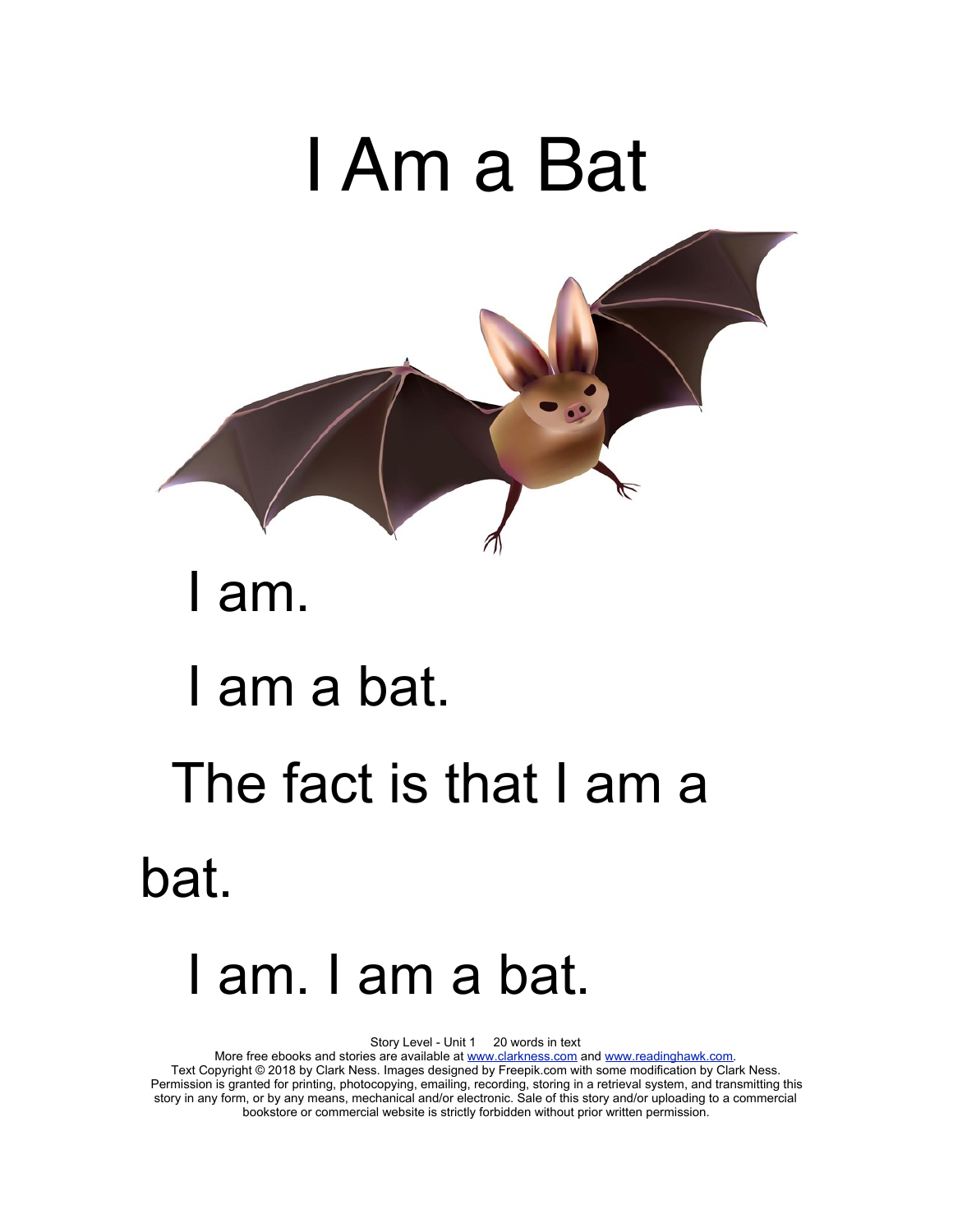# I Am a Bat

I am.

I am a bat.

The fact is that I am a bat.

I am. I am a bat.

Story Level - Unit 1 20 words in text
More free ebooks and stories are available at www.clarkness.com and www.readinghawk.com.
Text Copyright © 2018 by Clark Ness. Images designed by Freepik.com with some modification by Clark Ness. Permission is granted for printing, photocopying, emailing, recording, storing in a retrieval system, and transmitting this story in any form, or by any means, mechanical and/or electronic. Sale of this story and/or uploading to a commercial bookstore or commercial website is strictly forbidden without prior written permission.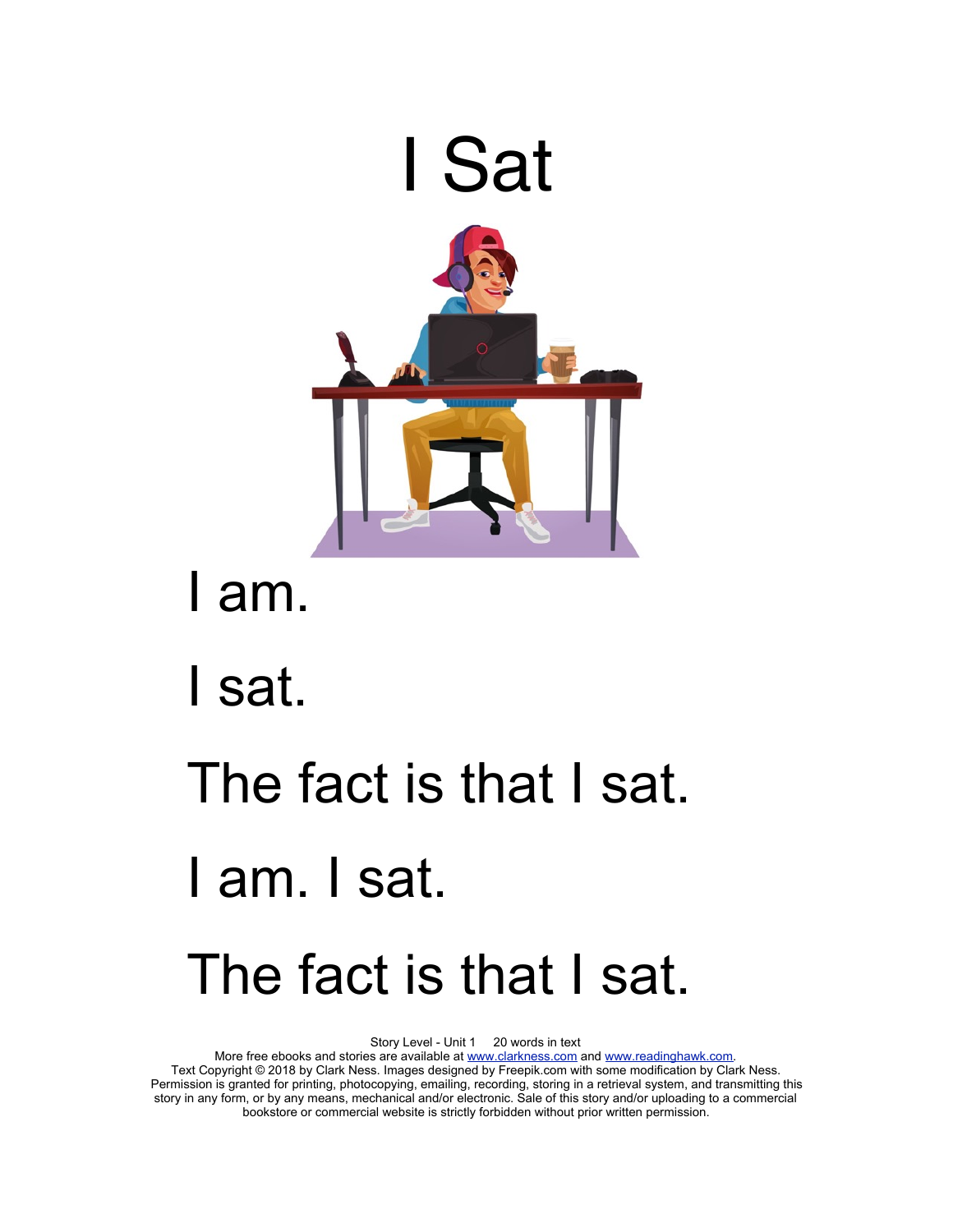# I Sat

I am.

I sat.

The fact is that I sat.

I am. I sat.

The fact is that I sat.

Story Level - Unit 1 20 words in text
More free ebooks and stories are available at www.clarkness.com and www.readinghawk.com.
Text Copyright © 2018 by Clark Ness. Images designed by Freepik.com with some modification by Clark Ness. Permission is granted for printing, photocopying, emailing, recording, storing in a retrieval system, and transmitting this story in any form, or by any means, mechanical and/or electronic. Sale of this story and/or uploading to a commercial bookstore or commercial website is strictly forbidden without prior written permission.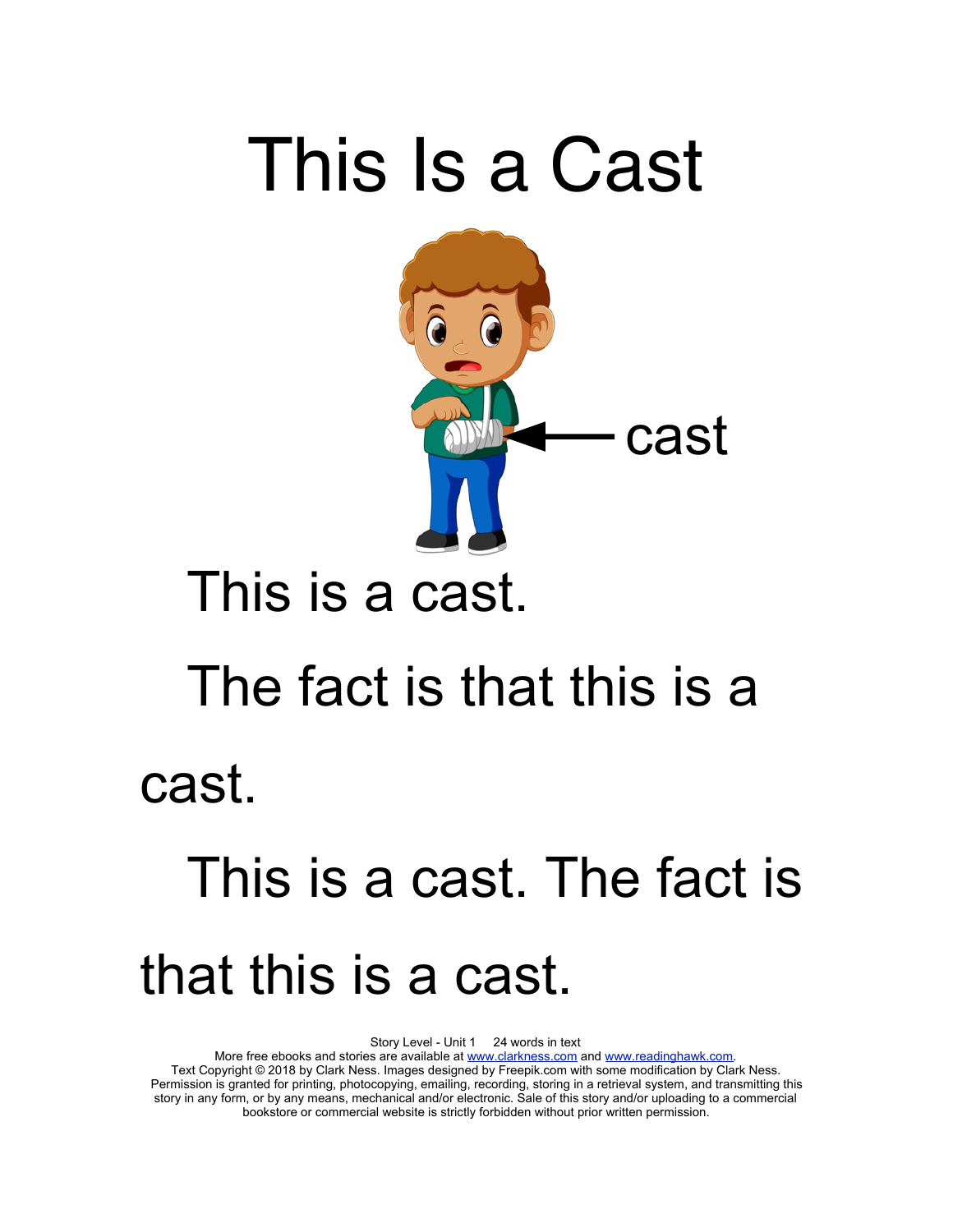# This Is a Cast

cast

This is a cast.

The fact is that this is a cast.

This is a cast. The fact is that this is a cast.

Story Level - Unit 1 24 words in text
More free ebooks and stories are available at www.clarkness.com and www.readinghawk.com.
Text Copyright © 2018 by Clark Ness. Images designed by Freepik.com with some modification by Clark Ness.
Permission is granted for printing, photocopying, emailing, recording, storing in a retrieval system, and transmitting this story in any form, or by any means, mechanical and/or electronic. Sale of this story and/or uploading to a commercial bookstore or commercial website is strictly forbidden without prior written permission.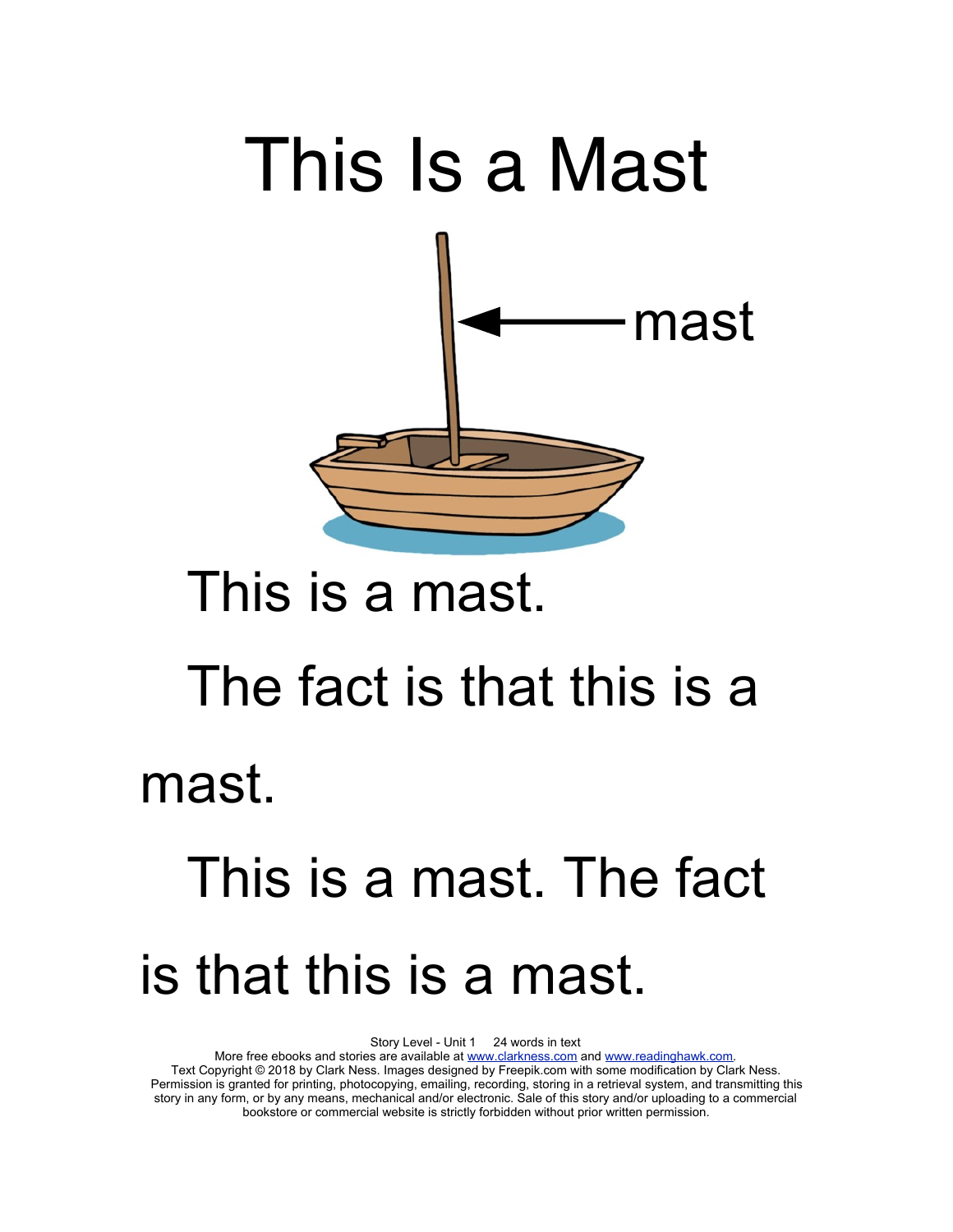# This Is a Mast

mast

This is a mast.

The fact is that this is a mast.

This is a mast. The fact is that this is a mast.

Story Level - Unit 1 24 words in text
More free ebooks and stories are available at www.clarkness.com and www.readinghawk.com.
Text Copyright © 2018 by Clark Ness. Images designed by Freepik.com with some modification by Clark Ness.
Permission is granted for printing, photocopying, emailing, recording, storing in a retrieval system, and transmitting this story in any form, or by any means, mechanical and/or electronic. Sale of this story and/or uploading to a commercial bookstore or commercial website is strictly forbidden without prior written permission.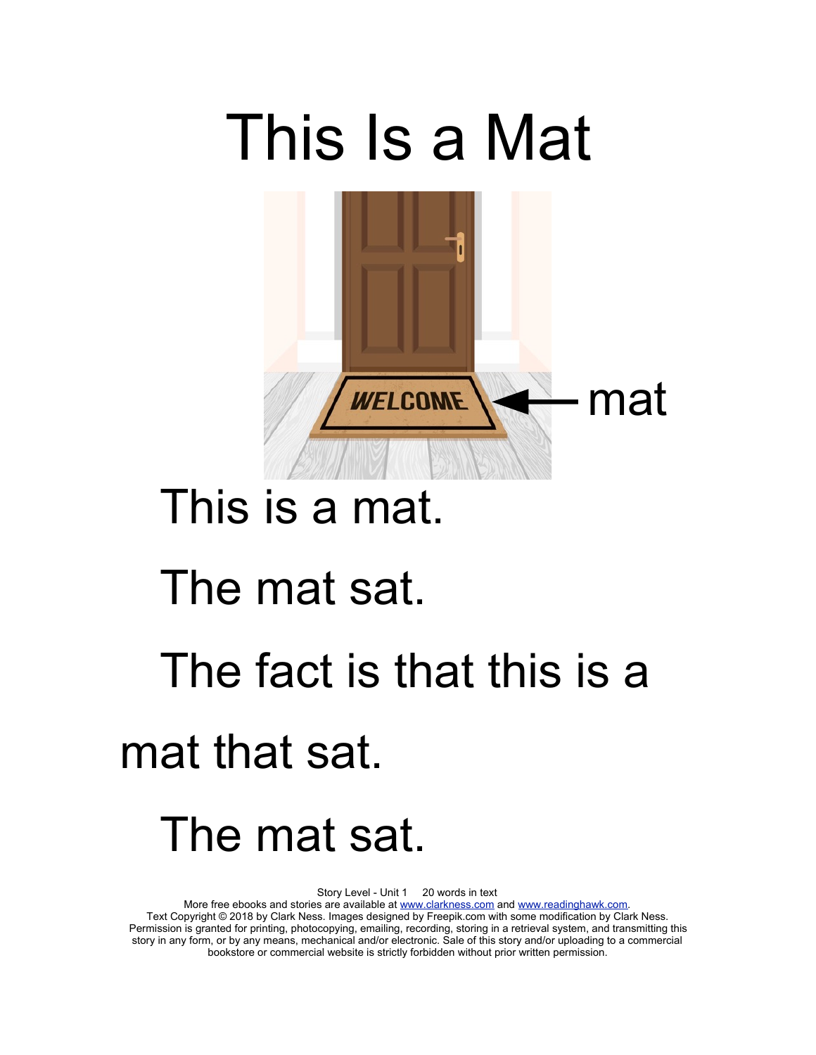# This Is a Mat

mat

This is a mat.

The mat sat.

The fact is that this is a mat that sat.

The mat sat.

Story Level - Unit 1    20 words in text

More free ebooks and stories are available at www.clarkness.com and www.readinghawk.com.

Text Copyright © 2018 by Clark Ness. Images designed by Freepik.com with some modification by Clark Ness. Permission is granted for printing, photocopying, emailing, recording, storing in a retrieval system, and transmitting this story in any form, or by any means, mechanical and/or electronic. Sale of this story and/or uploading to a commercial bookstore or commercial website is strictly forbidden without prior written permission.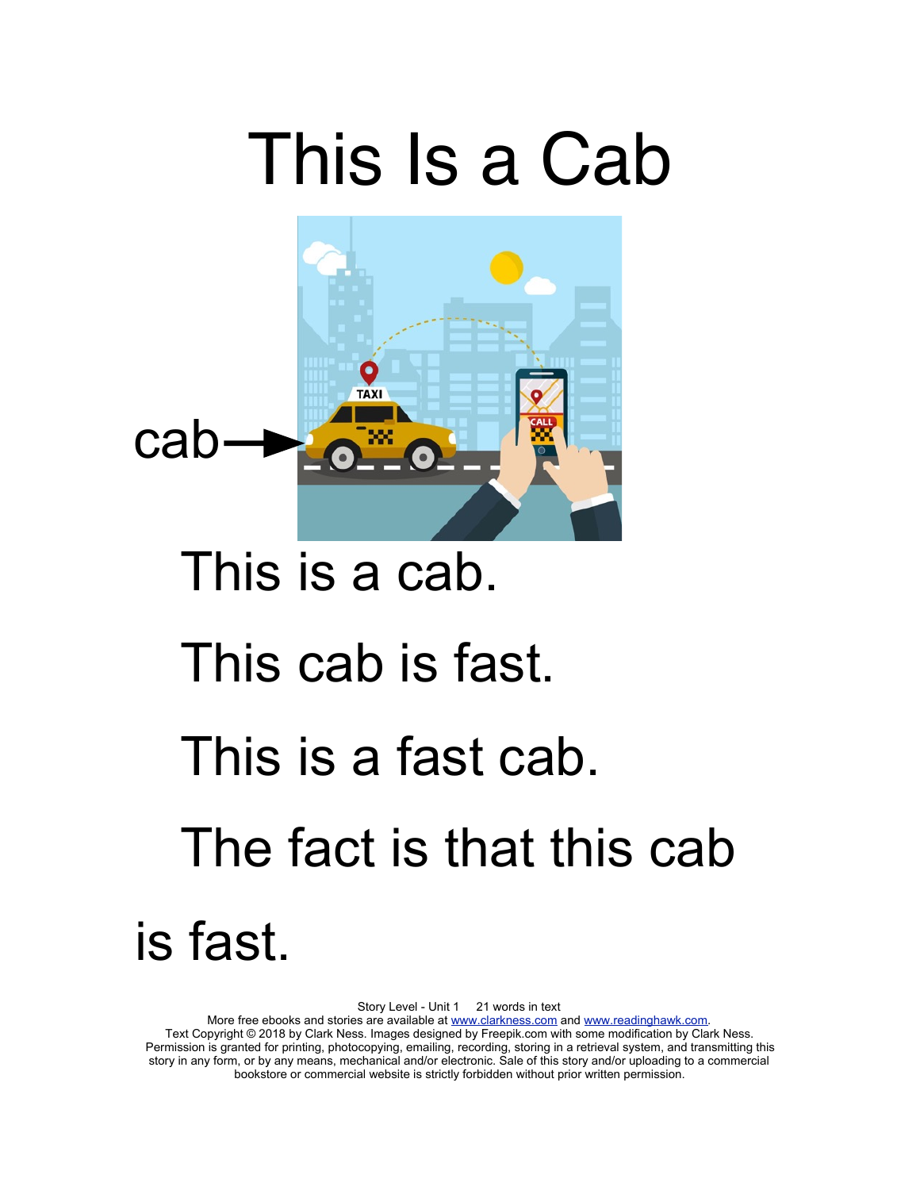# This Is a Cab

cab

This is a cab.

This cab is fast.

This is a fast cab.

The fact is that this cab is fast.

Story Level - Unit 1     21 words in text

More free ebooks and stories are available at www.clarkness.com and www.readinghawk.com.

Text Copyright © 2018 by Clark Ness. Images designed by Freepik.com with some modification by Clark Ness. Permission is granted for printing, photocopying, emailing, recording, storing in a retrieval system, and transmitting this story in any form, or by any means, mechanical and/or electronic. Sale of this story and/or uploading to a commercial bookstore or commercial website is strictly forbidden without prior written permission.